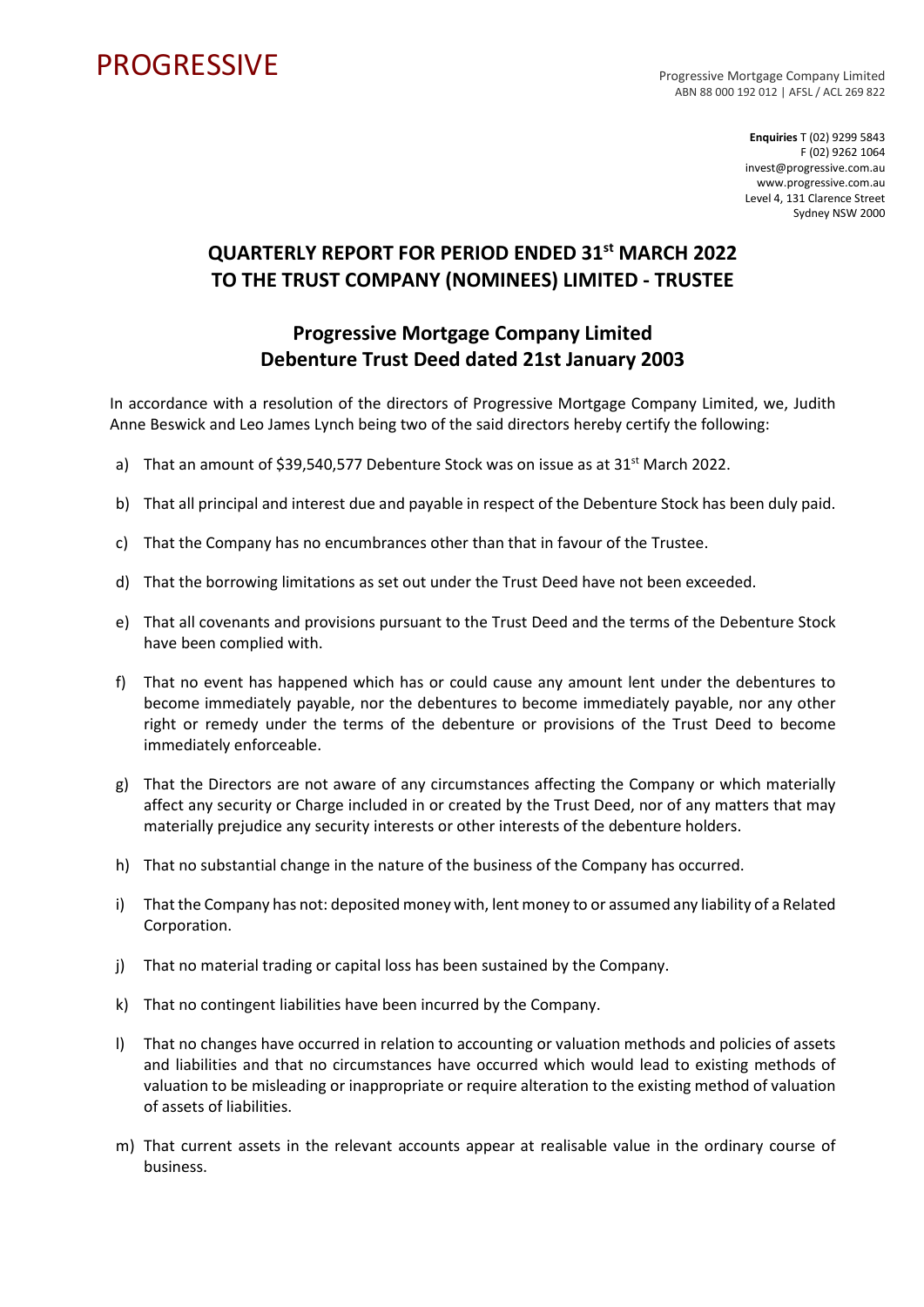PROGRESSIVE

Progressive Mortgage Company Limited
ABN 88 000 192 012 | AFSL / ACL 269 822

**Enquiries** T (02) 9299 5843
F (02) 9262 1064
invest@progressive.com.au
www.progressive.com.au
Level 4, 131 Clarence Street
Sydney NSW 2000

# QUARTERLY REPORT FOR PERIOD ENDED 31st MARCH 2022 TO THE TRUST COMPANY (NOMINEES) LIMITED - TRUSTEE

## Progressive Mortgage Company Limited Debenture Trust Deed dated 21st January 2003

In accordance with a resolution of the directors of Progressive Mortgage Company Limited, we, Judith Anne Beswick and Leo James Lynch being two of the said directors hereby certify the following:

a) That an amount of $39,540,577 Debenture Stock was on issue as at 31st March 2022.

b) That all principal and interest due and payable in respect of the Debenture Stock has been duly paid.

c) That the Company has no encumbrances other than that in favour of the Trustee.

d) That the borrowing limitations as set out under the Trust Deed have not been exceeded.

e) That all covenants and provisions pursuant to the Trust Deed and the terms of the Debenture Stock have been complied with.

f) That no event has happened which has or could cause any amount lent under the debentures to become immediately payable, nor the debentures to become immediately payable, nor any other right or remedy under the terms of the debenture or provisions of the Trust Deed to become immediately enforceable.

g) That the Directors are not aware of any circumstances affecting the Company or which materially affect any security or Charge included in or created by the Trust Deed, nor of any matters that may materially prejudice any security interests or other interests of the debenture holders.

h) That no substantial change in the nature of the business of the Company has occurred.

i) That the Company has not: deposited money with, lent money to or assumed any liability of a Related Corporation.

j) That no material trading or capital loss has been sustained by the Company.

k) That no contingent liabilities have been incurred by the Company.

l) That no changes have occurred in relation to accounting or valuation methods and policies of assets and liabilities and that no circumstances have occurred which would lead to existing methods of valuation to be misleading or inappropriate or require alteration to the existing method of valuation of assets of liabilities.

m) That current assets in the relevant accounts appear at realisable value in the ordinary course of business.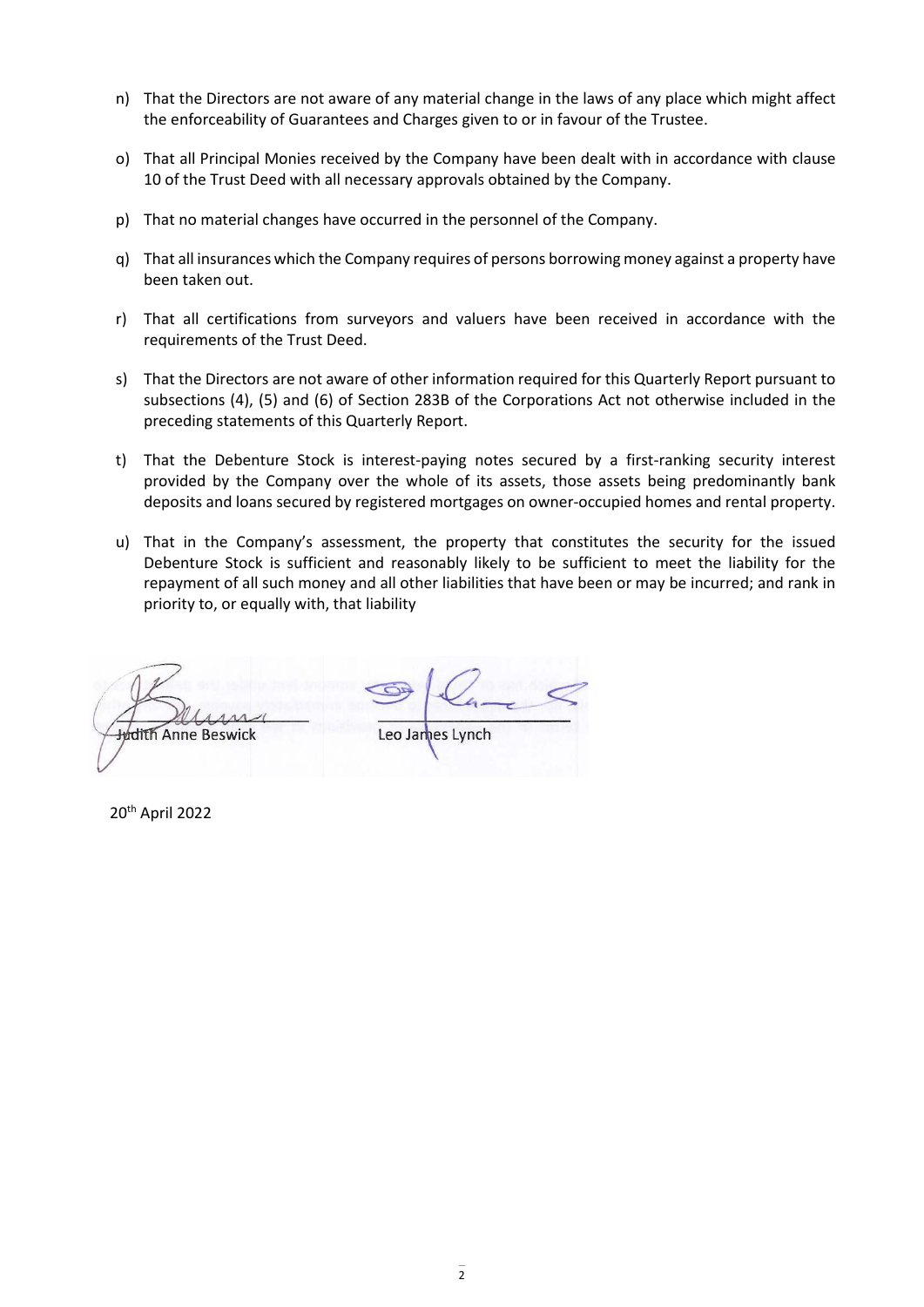n) That the Directors are not aware of any material change in the laws of any place which might affect the enforceability of Guarantees and Charges given to or in favour of the Trustee.

o) That all Principal Monies received by the Company have been dealt with in accordance with clause 10 of the Trust Deed with all necessary approvals obtained by the Company.

p) That no material changes have occurred in the personnel of the Company.

q) That all insurances which the Company requires of persons borrowing money against a property have been taken out.

r) That all certifications from surveyors and valuers have been received in accordance with the requirements of the Trust Deed.

s) That the Directors are not aware of other information required for this Quarterly Report pursuant to subsections (4), (5) and (6) of Section 283B of the Corporations Act not otherwise included in the preceding statements of this Quarterly Report.

t) That the Debenture Stock is interest-paying notes secured by a first-ranking security interest provided by the Company over the whole of its assets, those assets being predominantly bank deposits and loans secured by registered mortgages on owner-occupied homes and rental property.

u) That in the Company's assessment, the property that constitutes the security for the issued Debenture Stock is sufficient and reasonably likely to be sufficient to meet the liability for the repayment of all such money and all other liabilities that have been or may be incurred; and rank in priority to, or equally with, that liability

Judith Anne Beswick

Leo James Lynch

20th April 2022